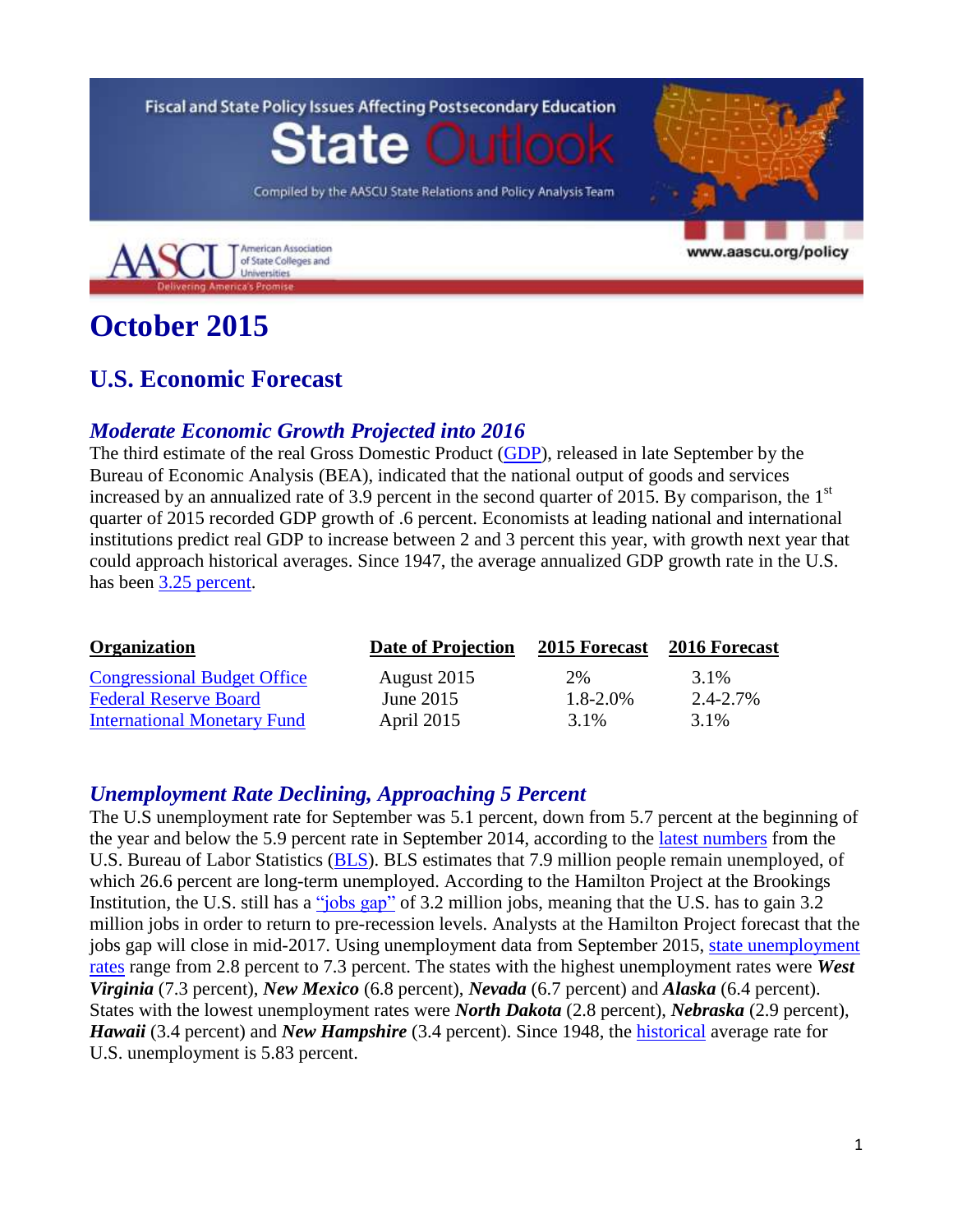Fiscal and State Policy Issues Affecting Postsecondary Education

# State Outlook

Compiled by the AASCU State Relations and Policy Analysis Team

AASCU American Association of State Colleges and Universities — Delivering America's Promise

www.aascu.org/policy

# October 2015

## U.S. Economic Forecast

### *Moderate Economic Growth Projected into 2016*

The third estimate of the real Gross Domestic Product (GDP), released in late September by the Bureau of Economic Analysis (BEA), indicated that the national output of goods and services increased by an annualized rate of 3.9 percent in the second quarter of 2015. By comparison, the 1st quarter of 2015 recorded GDP growth of .6 percent. Economists at leading national and international institutions predict real GDP to increase between 2 and 3 percent this year, with growth next year that could approach historical averages. Since 1947, the average annualized GDP growth rate in the U.S. has been 3.25 percent.

| Organization | Date of Projection | 2015 Forecast | 2016 Forecast |
|---|---|---|---|
| Congressional Budget Office | August 2015 | 2% | 3.1% |
| Federal Reserve Board | June 2015 | 1.8-2.0% | 2.4-2.7% |
| International Monetary Fund | April 2015 | 3.1% | 3.1% |

### *Unemployment Rate Declining, Approaching 5 Percent*

The U.S unemployment rate for September was 5.1 percent, down from 5.7 percent at the beginning of the year and below the 5.9 percent rate in September 2014, according to the latest numbers from the U.S. Bureau of Labor Statistics (BLS). BLS estimates that 7.9 million people remain unemployed, of which 26.6 percent are long-term unemployed. According to the Hamilton Project at the Brookings Institution, the U.S. still has a "jobs gap" of 3.2 million jobs, meaning that the U.S. has to gain 3.2 million jobs in order to return to pre-recession levels. Analysts at the Hamilton Project forecast that the jobs gap will close in mid-2017. Using unemployment data from September 2015, state unemployment rates range from 2.8 percent to 7.3 percent. The states with the highest unemployment rates were ***West Virginia*** (7.3 percent), ***New Mexico*** (6.8 percent), ***Nevada*** (6.7 percent) and ***Alaska*** (6.4 percent). States with the lowest unemployment rates were ***North Dakota*** (2.8 percent), ***Nebraska*** (2.9 percent), ***Hawaii*** (3.4 percent) and ***New Hampshire*** (3.4 percent). Since 1948, the historical average rate for U.S. unemployment is 5.83 percent.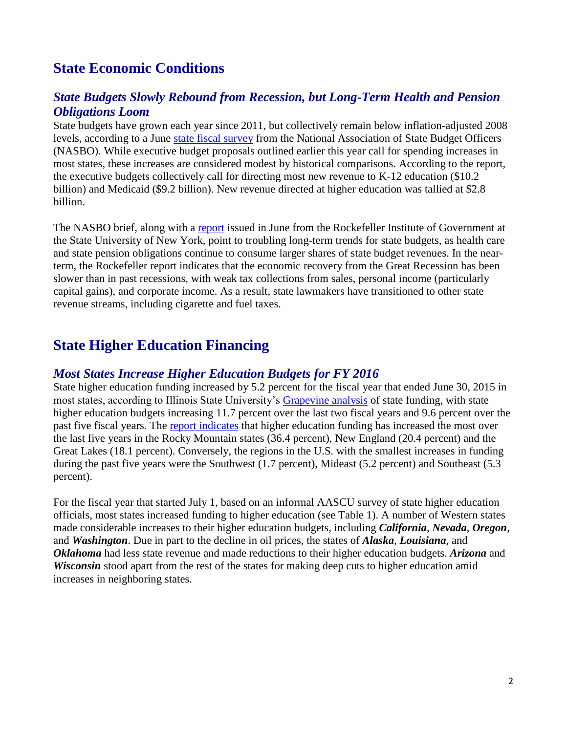# State Economic Conditions

## *State Budgets Slowly Rebound from Recession, but Long-Term Health and Pension Obligations Loom*

State budgets have grown each year since 2011, but collectively remain below inflation-adjusted 2008 levels, according to a June state fiscal survey from the National Association of State Budget Officers (NASBO). While executive budget proposals outlined earlier this year call for spending increases in most states, these increases are considered modest by historical comparisons. According to the report, the executive budgets collectively call for directing most new revenue to K-12 education ($10.2 billion) and Medicaid ($9.2 billion). New revenue directed at higher education was tallied at $2.8 billion.

The NASBO brief, along with a report issued in June from the Rockefeller Institute of Government at the State University of New York, point to troubling long-term trends for state budgets, as health care and state pension obligations continue to consume larger shares of state budget revenues. In the near-term, the Rockefeller report indicates that the economic recovery from the Great Recession has been slower than in past recessions, with weak tax collections from sales, personal income (particularly capital gains), and corporate income. As a result, state lawmakers have transitioned to other state revenue streams, including cigarette and fuel taxes.

# State Higher Education Financing

## *Most States Increase Higher Education Budgets for FY 2016*

State higher education funding increased by 5.2 percent for the fiscal year that ended June 30, 2015 in most states, according to Illinois State University's Grapevine analysis of state funding, with state higher education budgets increasing 11.7 percent over the last two fiscal years and 9.6 percent over the past five fiscal years. The report indicates that higher education funding has increased the most over the last five years in the Rocky Mountain states (36.4 percent), New England (20.4 percent) and the Great Lakes (18.1 percent). Conversely, the regions in the U.S. with the smallest increases in funding during the past five years were the Southwest (1.7 percent), Mideast (5.2 percent) and Southeast (5.3 percent).

For the fiscal year that started July 1, based on an informal AASCU survey of state higher education officials, most states increased funding to higher education (see Table 1). A number of Western states made considerable increases to their higher education budgets, including ***California***, ***Nevada***, ***Oregon***, and ***Washington***. Due in part to the decline in oil prices, the states of ***Alaska***, ***Louisiana***, and ***Oklahoma*** had less state revenue and made reductions to their higher education budgets. ***Arizona*** and ***Wisconsin*** stood apart from the rest of the states for making deep cuts to higher education amid increases in neighboring states.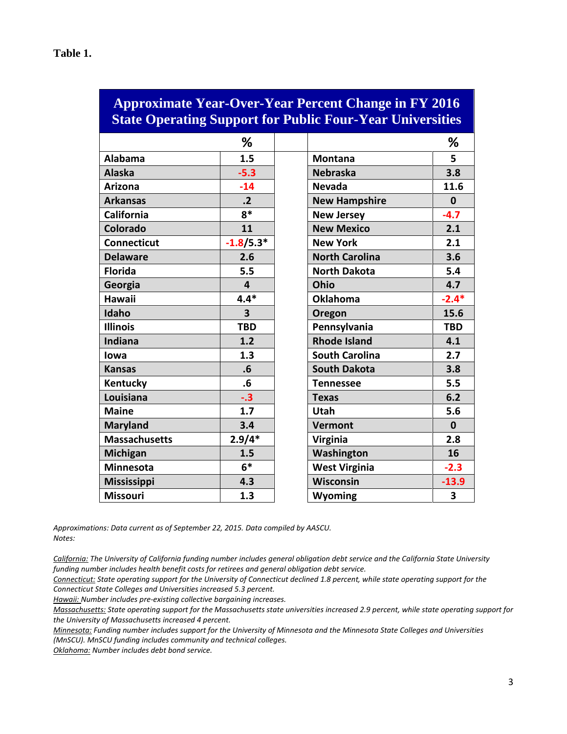**Table 1.**

**Approximate Year-Over-Year Percent Change in FY 2016 State Operating Support for Public Four-Year Universities**

| | % | | | % |
|---|---|---|---|---|
| Alabama | 1.5 | | Montana | 5 |
| Alaska | -5.3 | | Nebraska | 3.8 |
| Arizona | -14 | | Nevada | 11.6 |
| Arkansas | .2 | | New Hampshire | 0 |
| California | 8* | | New Jersey | -4.7 |
| Colorado | 11 | | New Mexico | 2.1 |
| Connecticut | -1.8/5.3* | | New York | 2.1 |
| Delaware | 2.6 | | North Carolina | 3.6 |
| Florida | 5.5 | | North Dakota | 5.4 |
| Georgia | 4 | | Ohio | 4.7 |
| Hawaii | 4.4* | | Oklahoma | -2.4* |
| Idaho | 3 | | Oregon | 15.6 |
| Illinois | TBD | | Pennsylvania | TBD |
| Indiana | 1.2 | | Rhode Island | 4.1 |
| Iowa | 1.3 | | South Carolina | 2.7 |
| Kansas | .6 | | South Dakota | 3.8 |
| Kentucky | .6 | | Tennessee | 5.5 |
| Louisiana | -.3 | | Texas | 6.2 |
| Maine | 1.7 | | Utah | 5.6 |
| Maryland | 3.4 | | Vermont | 0 |
| Massachusetts | 2.9/4* | | Virginia | 2.8 |
| Michigan | 1.5 | | Washington | 16 |
| Minnesota | 6* | | West Virginia | -2.3 |
| Mississippi | 4.3 | | Wisconsin | -13.9 |
| Missouri | 1.3 | | Wyoming | 3 |

*Approximations: Data current as of September 22, 2015. Data compiled by AASCU.*
*Notes:*

*California: The University of California funding number includes general obligation debt service and the California State University funding number includes health benefit costs for retirees and general obligation debt service.*
*Connecticut: State operating support for the University of Connecticut declined 1.8 percent, while state operating support for the Connecticut State Colleges and Universities increased 5.3 percent.*
*Hawaii: Number includes pre-existing collective bargaining increases.*
*Massachusetts: State operating support for the Massachusetts state universities increased 2.9 percent, while state operating support for the University of Massachusetts increased 4 percent.*
*Minnesota: Funding number includes support for the University of Minnesota and the Minnesota State Colleges and Universities (MnSCU). MnSCU funding includes community and technical colleges.*
*Oklahoma: Number includes debt bond service.*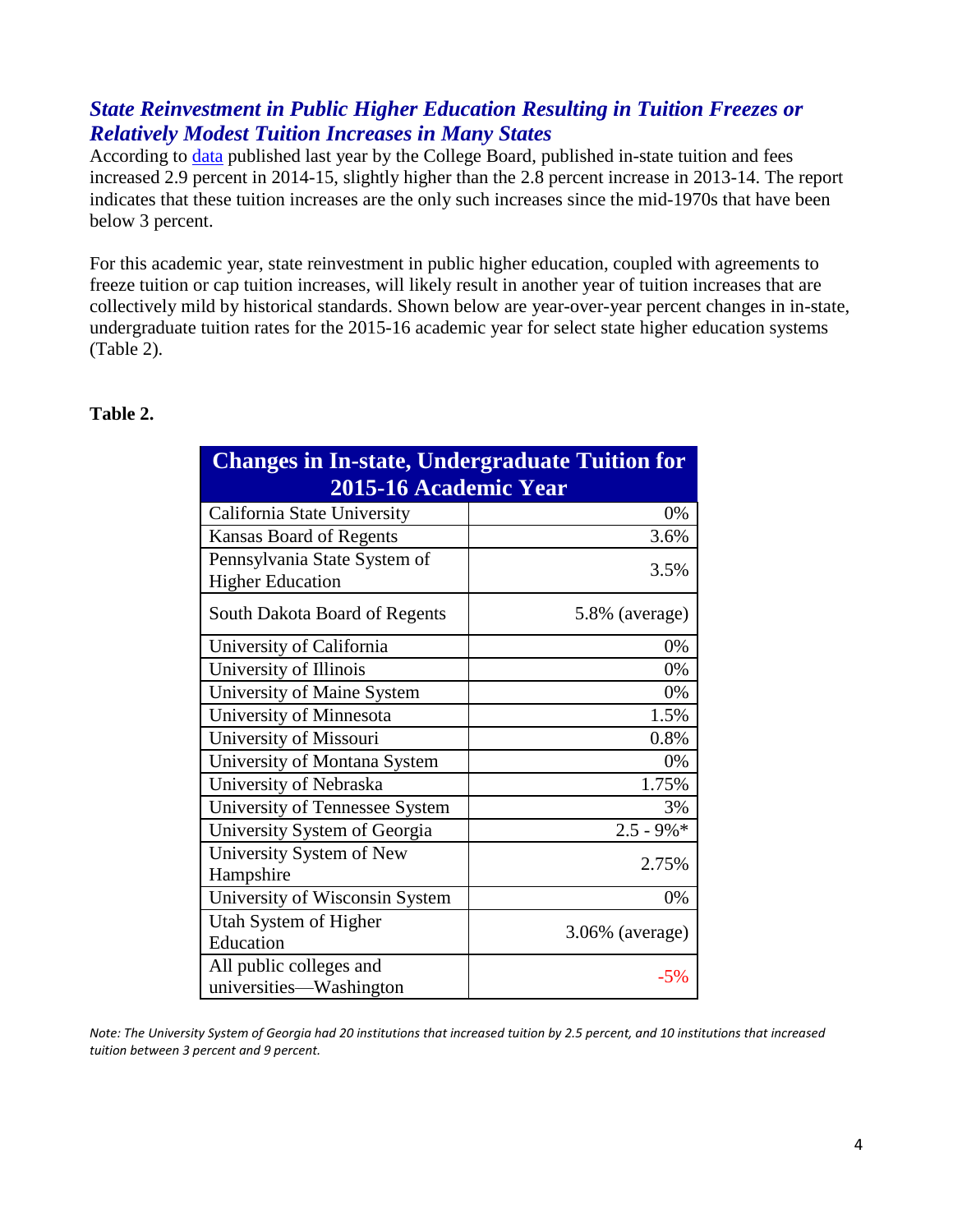### ***State Reinvestment in Public Higher Education Resulting in Tuition Freezes or Relatively Modest Tuition Increases in Many States***

According to data published last year by the College Board, published in-state tuition and fees increased 2.9 percent in 2014-15, slightly higher than the 2.8 percent increase in 2013-14. The report indicates that these tuition increases are the only such increases since the mid-1970s that have been below 3 percent.

For this academic year, state reinvestment in public higher education, coupled with agreements to freeze tuition or cap tuition increases, will likely result in another year of tuition increases that are collectively mild by historical standards. Shown below are year-over-year percent changes in in-state, undergraduate tuition rates for the 2015-16 academic year for select state higher education systems (Table 2).

**Table 2.**

| Changes in In-state, Undergraduate Tuition for 2015-16 Academic Year | |
|---|---|
| California State University | 0% |
| Kansas Board of Regents | 3.6% |
| Pennsylvania State System of Higher Education | 3.5% |
| South Dakota Board of Regents | 5.8% (average) |
| University of California | 0% |
| University of Illinois | 0% |
| University of Maine System | 0% |
| University of Minnesota | 1.5% |
| University of Missouri | 0.8% |
| University of Montana System | 0% |
| University of Nebraska | 1.75% |
| University of Tennessee System | 3% |
| University System of Georgia | 2.5 - 9%* |
| University System of New Hampshire | 2.75% |
| University of Wisconsin System | 0% |
| Utah System of Higher Education | 3.06% (average) |
| All public colleges and universities—Washington | -5% |

*Note: The University System of Georgia had 20 institutions that increased tuition by 2.5 percent, and 10 institutions that increased tuition between 3 percent and 9 percent.*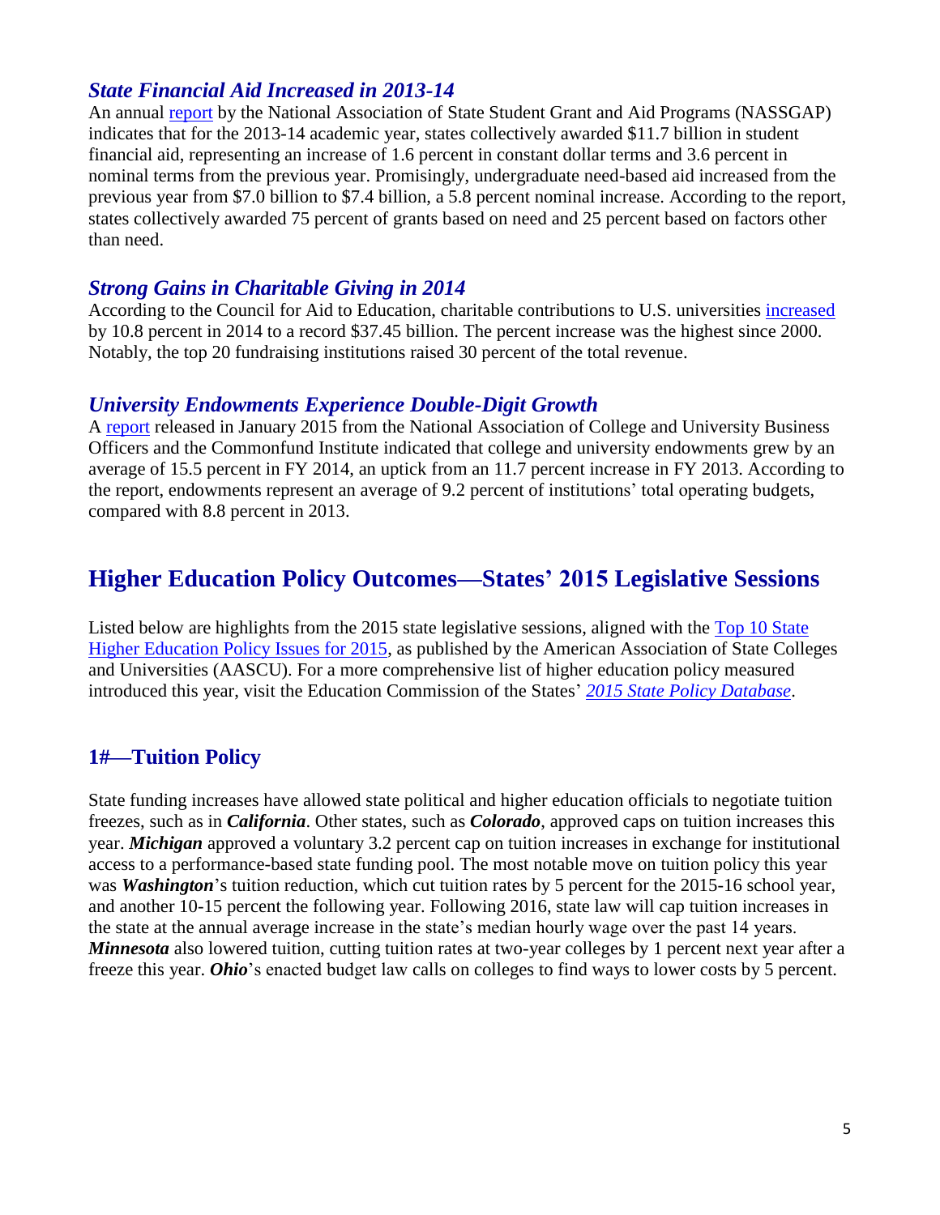### *State Financial Aid Increased in 2013-14*

An annual report by the National Association of State Student Grant and Aid Programs (NASSGAP) indicates that for the 2013-14 academic year, states collectively awarded \$11.7 billion in student financial aid, representing an increase of 1.6 percent in constant dollar terms and 3.6 percent in nominal terms from the previous year. Promisingly, undergraduate need-based aid increased from the previous year from \$7.0 billion to \$7.4 billion, a 5.8 percent nominal increase. According to the report, states collectively awarded 75 percent of grants based on need and 25 percent based on factors other than need.

### *Strong Gains in Charitable Giving in 2014*

According to the Council for Aid to Education, charitable contributions to U.S. universities increased by 10.8 percent in 2014 to a record \$37.45 billion. The percent increase was the highest since 2000. Notably, the top 20 fundraising institutions raised 30 percent of the total revenue.

### *University Endowments Experience Double-Digit Growth*

A report released in January 2015 from the National Association of College and University Business Officers and the Commonfund Institute indicated that college and university endowments grew by an average of 15.5 percent in FY 2014, an uptick from an 11.7 percent increase in FY 2013. According to the report, endowments represent an average of 9.2 percent of institutions' total operating budgets, compared with 8.8 percent in 2013.

## Higher Education Policy Outcomes—States' 2015 Legislative Sessions

Listed below are highlights from the 2015 state legislative sessions, aligned with the Top 10 State Higher Education Policy Issues for 2015, as published by the American Association of State Colleges and Universities (AASCU). For a more comprehensive list of higher education policy measured introduced this year, visit the Education Commission of the States' *2015 State Policy Database*.

### 1#—Tuition Policy

State funding increases have allowed state political and higher education officials to negotiate tuition freezes, such as in ***California***. Other states, such as ***Colorado***, approved caps on tuition increases this year. ***Michigan*** approved a voluntary 3.2 percent cap on tuition increases in exchange for institutional access to a performance-based state funding pool. The most notable move on tuition policy this year was ***Washington***'s tuition reduction, which cut tuition rates by 5 percent for the 2015-16 school year, and another 10-15 percent the following year. Following 2016, state law will cap tuition increases in the state at the annual average increase in the state's median hourly wage over the past 14 years. ***Minnesota*** also lowered tuition, cutting tuition rates at two-year colleges by 1 percent next year after a freeze this year. ***Ohio***'s enacted budget law calls on colleges to find ways to lower costs by 5 percent.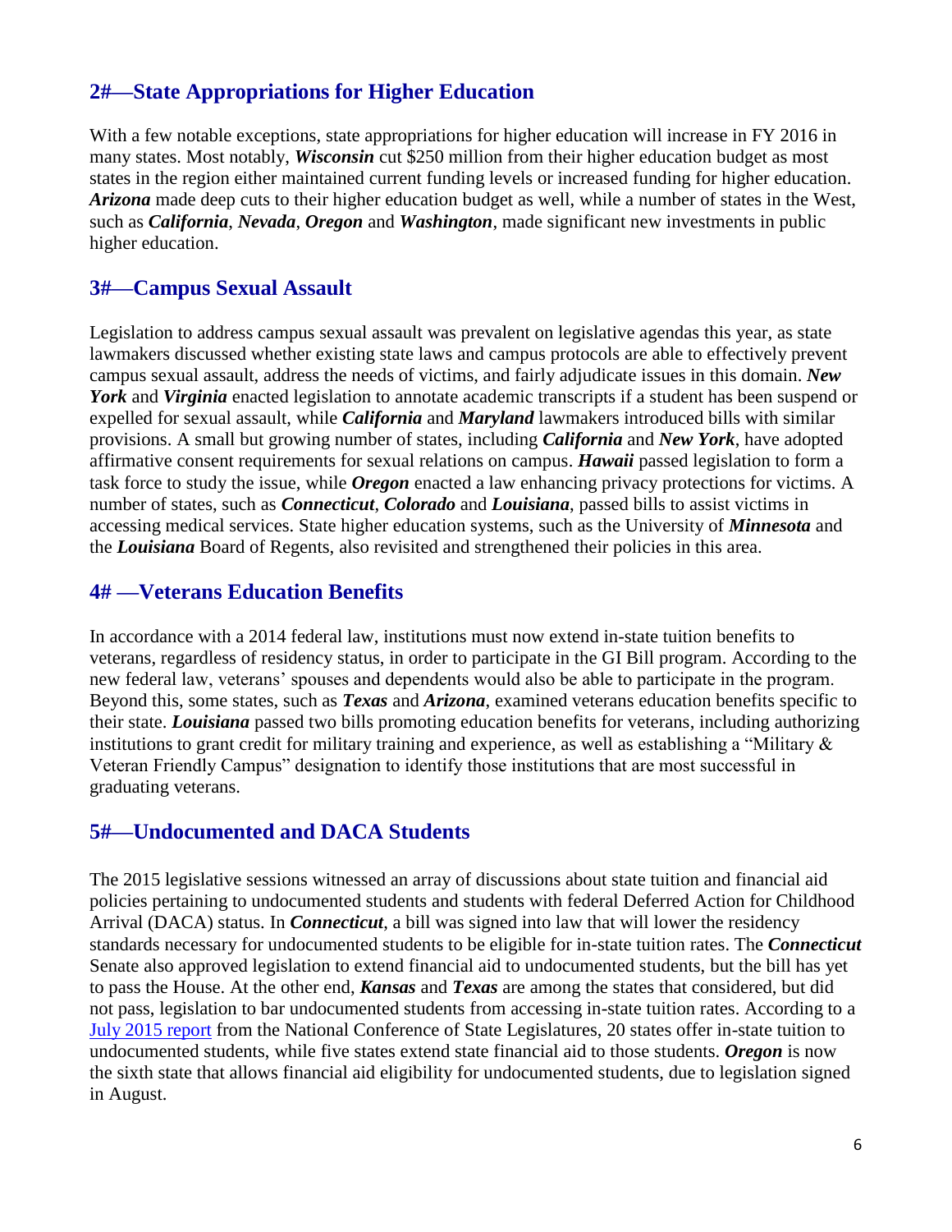## 2#—State Appropriations for Higher Education

With a few notable exceptions, state appropriations for higher education will increase in FY 2016 in many states. Most notably, ***Wisconsin*** cut $250 million from their higher education budget as most states in the region either maintained current funding levels or increased funding for higher education. ***Arizona*** made deep cuts to their higher education budget as well, while a number of states in the West, such as ***California***, ***Nevada***, ***Oregon*** and ***Washington***, made significant new investments in public higher education.

## 3#—Campus Sexual Assault

Legislation to address campus sexual assault was prevalent on legislative agendas this year, as state lawmakers discussed whether existing state laws and campus protocols are able to effectively prevent campus sexual assault, address the needs of victims, and fairly adjudicate issues in this domain. ***New York*** and ***Virginia*** enacted legislation to annotate academic transcripts if a student has been suspend or expelled for sexual assault, while ***California*** and ***Maryland*** lawmakers introduced bills with similar provisions. A small but growing number of states, including ***California*** and ***New York***, have adopted affirmative consent requirements for sexual relations on campus. ***Hawaii*** passed legislation to form a task force to study the issue, while ***Oregon*** enacted a law enhancing privacy protections for victims. A number of states, such as ***Connecticut***, ***Colorado*** and ***Louisiana***, passed bills to assist victims in accessing medical services. State higher education systems, such as the University of ***Minnesota*** and the ***Louisiana*** Board of Regents, also revisited and strengthened their policies in this area.

## 4# —Veterans Education Benefits

In accordance with a 2014 federal law, institutions must now extend in-state tuition benefits to veterans, regardless of residency status, in order to participate in the GI Bill program. According to the new federal law, veterans' spouses and dependents would also be able to participate in the program. Beyond this, some states, such as ***Texas*** and ***Arizona***, examined veterans education benefits specific to their state. ***Louisiana*** passed two bills promoting education benefits for veterans, including authorizing institutions to grant credit for military training and experience, as well as establishing a "Military & Veteran Friendly Campus" designation to identify those institutions that are most successful in graduating veterans.

## 5#—Undocumented and DACA Students

The 2015 legislative sessions witnessed an array of discussions about state tuition and financial aid policies pertaining to undocumented students and students with federal Deferred Action for Childhood Arrival (DACA) status. In ***Connecticut***, a bill was signed into law that will lower the residency standards necessary for undocumented students to be eligible for in-state tuition rates. The ***Connecticut*** Senate also approved legislation to extend financial aid to undocumented students, but the bill has yet to pass the House. At the other end, ***Kansas*** and ***Texas*** are among the states that considered, but did not pass, legislation to bar undocumented students from accessing in-state tuition rates. According to a July 2015 report from the National Conference of State Legislatures, 20 states offer in-state tuition to undocumented students, while five states extend state financial aid to those students. ***Oregon*** is now the sixth state that allows financial aid eligibility for undocumented students, due to legislation signed in August.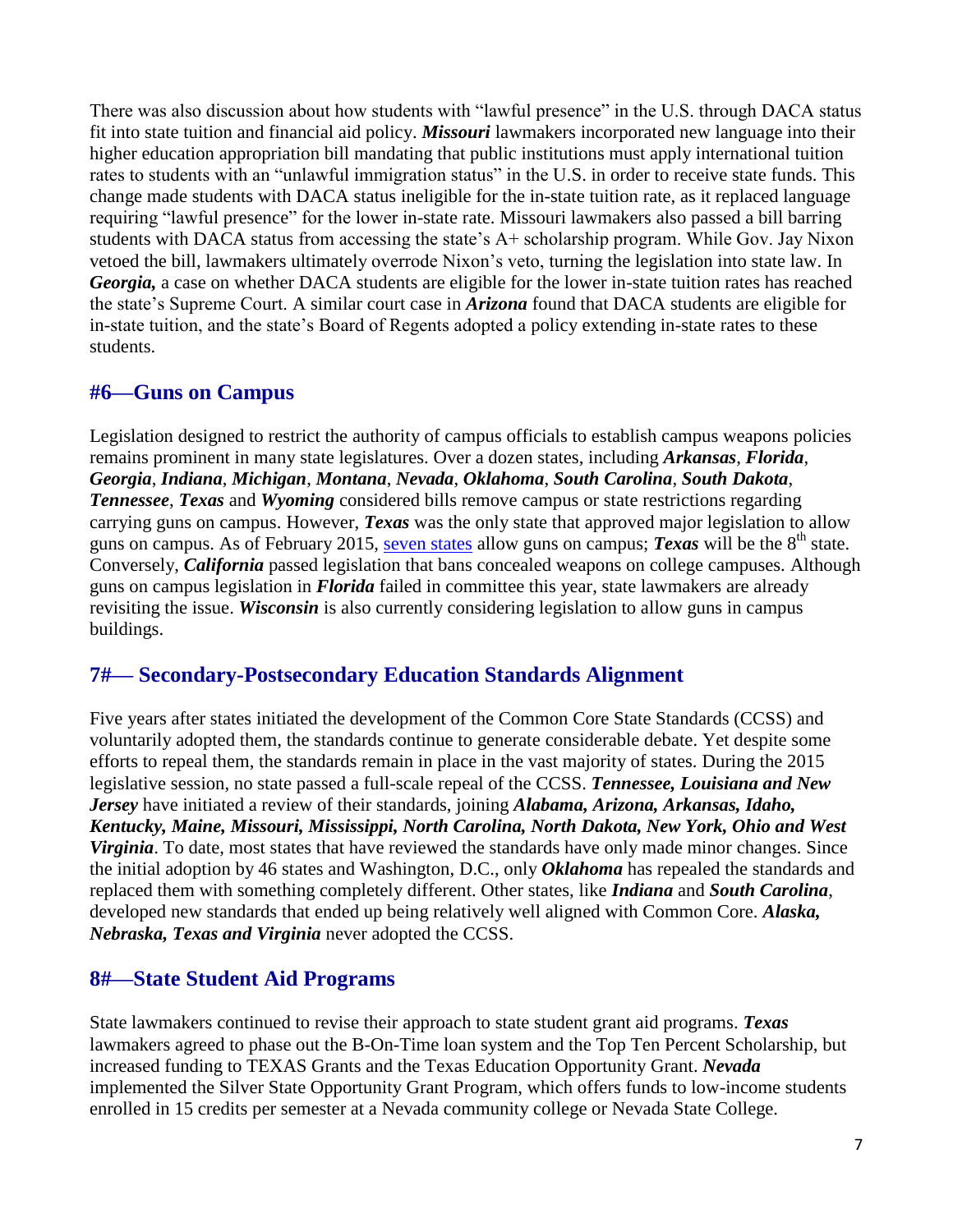There was also discussion about how students with "lawful presence" in the U.S. through DACA status fit into state tuition and financial aid policy. ***Missouri*** lawmakers incorporated new language into their higher education appropriation bill mandating that public institutions must apply international tuition rates to students with an "unlawful immigration status" in the U.S. in order to receive state funds. This change made students with DACA status ineligible for the in-state tuition rate, as it replaced language requiring "lawful presence" for the lower in-state rate. Missouri lawmakers also passed a bill barring students with DACA status from accessing the state's A+ scholarship program. While Gov. Jay Nixon vetoed the bill, lawmakers ultimately overrode Nixon's veto, turning the legislation into state law. In ***Georgia,*** a case on whether DACA students are eligible for the lower in-state tuition rates has reached the state's Supreme Court. A similar court case in ***Arizona*** found that DACA students are eligible for in-state tuition, and the state's Board of Regents adopted a policy extending in-state rates to these students.

## #6—Guns on Campus

Legislation designed to restrict the authority of campus officials to establish campus weapons policies remains prominent in many state legislatures. Over a dozen states, including ***Arkansas***, ***Florida***, ***Georgia***, ***Indiana***, ***Michigan***, ***Montana***, ***Nevada***, ***Oklahoma***, ***South Carolina***, ***South Dakota***, ***Tennessee***, ***Texas*** and ***Wyoming*** considered bills remove campus or state restrictions regarding carrying guns on campus. However, ***Texas*** was the only state that approved major legislation to allow guns on campus. As of February 2015, seven states allow guns on campus; ***Texas*** will be the 8th state. Conversely, ***California*** passed legislation that bans concealed weapons on college campuses. Although guns on campus legislation in ***Florida*** failed in committee this year, state lawmakers are already revisiting the issue. ***Wisconsin*** is also currently considering legislation to allow guns in campus buildings.

## 7#— Secondary-Postsecondary Education Standards Alignment

Five years after states initiated the development of the Common Core State Standards (CCSS) and voluntarily adopted them, the standards continue to generate considerable debate. Yet despite some efforts to repeal them, the standards remain in place in the vast majority of states. During the 2015 legislative session, no state passed a full-scale repeal of the CCSS. ***Tennessee, Louisiana and New Jersey*** have initiated a review of their standards, joining ***Alabama, Arizona, Arkansas, Idaho, Kentucky, Maine, Missouri, Mississippi, North Carolina, North Dakota, New York, Ohio and West Virginia***. To date, most states that have reviewed the standards have only made minor changes. Since the initial adoption by 46 states and Washington, D.C., only ***Oklahoma*** has repealed the standards and replaced them with something completely different. Other states, like ***Indiana*** and ***South Carolina***, developed new standards that ended up being relatively well aligned with Common Core. ***Alaska, Nebraska, Texas and Virginia*** never adopted the CCSS.

## 8#—State Student Aid Programs

State lawmakers continued to revise their approach to state student grant aid programs. ***Texas*** lawmakers agreed to phase out the B-On-Time loan system and the Top Ten Percent Scholarship, but increased funding to TEXAS Grants and the Texas Education Opportunity Grant. ***Nevada*** implemented the Silver State Opportunity Grant Program, which offers funds to low-income students enrolled in 15 credits per semester at a Nevada community college or Nevada State College.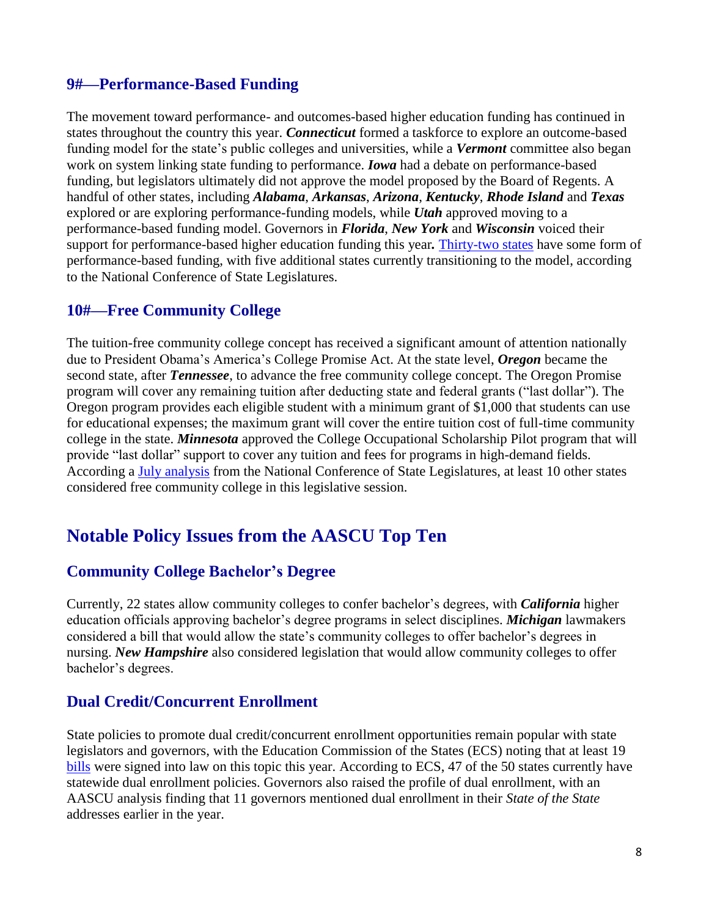### 9#—Performance-Based Funding

The movement toward performance- and outcomes-based higher education funding has continued in states throughout the country this year. ***Connecticut*** formed a taskforce to explore an outcome-based funding model for the state's public colleges and universities, while a ***Vermont*** committee also began work on system linking state funding to performance. ***Iowa*** had a debate on performance-based funding, but legislators ultimately did not approve the model proposed by the Board of Regents. A handful of other states, including ***Alabama***, ***Arkansas***, ***Arizona***, ***Kentucky***, ***Rhode Island*** and ***Texas*** explored or are exploring performance-funding models, while ***Utah*** approved moving to a performance-based funding model. Governors in ***Florida***, ***New York*** and ***Wisconsin*** voiced their support for performance-based higher education funding this year. Thirty-two states have some form of performance-based funding, with five additional states currently transitioning to the model, according to the National Conference of State Legislatures.

### 10#—Free Community College

The tuition-free community college concept has received a significant amount of attention nationally due to President Obama's America's College Promise Act. At the state level, ***Oregon*** became the second state, after ***Tennessee***, to advance the free community college concept. The Oregon Promise program will cover any remaining tuition after deducting state and federal grants ("last dollar"). The Oregon program provides each eligible student with a minimum grant of $1,000 that students can use for educational expenses; the maximum grant will cover the entire tuition cost of full-time community college in the state. ***Minnesota*** approved the College Occupational Scholarship Pilot program that will provide "last dollar" support to cover any tuition and fees for programs in high-demand fields. According a July analysis from the National Conference of State Legislatures, at least 10 other states considered free community college in this legislative session.

## Notable Policy Issues from the AASCU Top Ten

### Community College Bachelor's Degree

Currently, 22 states allow community colleges to confer bachelor's degrees, with ***California*** higher education officials approving bachelor's degree programs in select disciplines. ***Michigan*** lawmakers considered a bill that would allow the state's community colleges to offer bachelor's degrees in nursing. ***New Hampshire*** also considered legislation that would allow community colleges to offer bachelor's degrees.

### Dual Credit/Concurrent Enrollment

State policies to promote dual credit/concurrent enrollment opportunities remain popular with state legislators and governors, with the Education Commission of the States (ECS) noting that at least 19 bills were signed into law on this topic this year. According to ECS, 47 of the 50 states currently have statewide dual enrollment policies. Governors also raised the profile of dual enrollment, with an AASCU analysis finding that 11 governors mentioned dual enrollment in their *State of the State* addresses earlier in the year.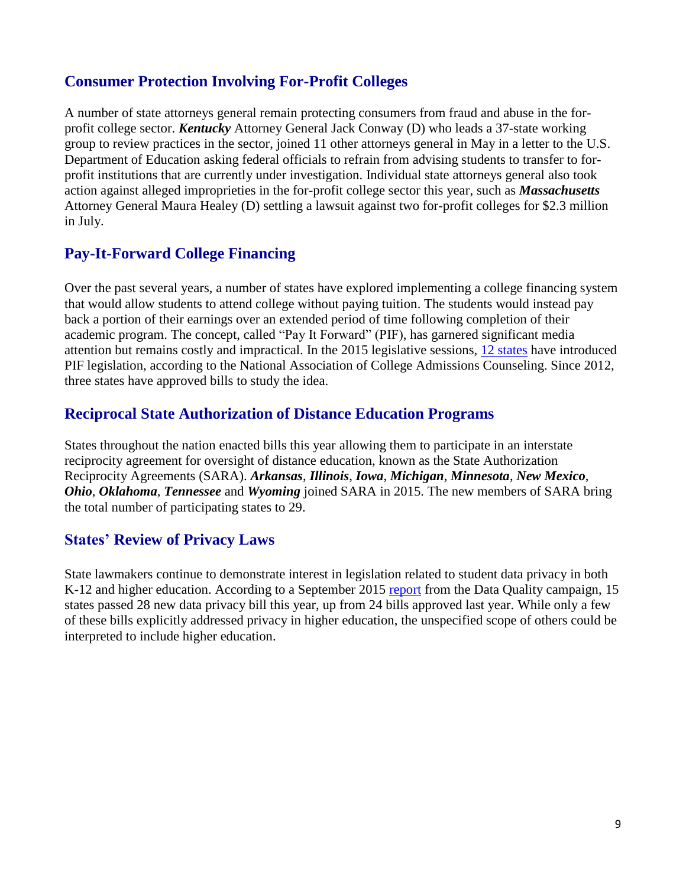## Consumer Protection Involving For-Profit Colleges

A number of state attorneys general remain protecting consumers from fraud and abuse in the for-profit college sector. ***Kentucky*** Attorney General Jack Conway (D) who leads a 37-state working group to review practices in the sector, joined 11 other attorneys general in May in a letter to the U.S. Department of Education asking federal officials to refrain from advising students to transfer to for-profit institutions that are currently under investigation. Individual state attorneys general also took action against alleged improprieties in the for-profit college sector this year, such as ***Massachusetts*** Attorney General Maura Healey (D) settling a lawsuit against two for-profit colleges for $2.3 million in July.

## Pay-It-Forward College Financing

Over the past several years, a number of states have explored implementing a college financing system that would allow students to attend college without paying tuition. The students would instead pay back a portion of their earnings over an extended period of time following completion of their academic program. The concept, called "Pay It Forward" (PIF), has garnered significant media attention but remains costly and impractical. In the 2015 legislative sessions, 12 states have introduced PIF legislation, according to the National Association of College Admissions Counseling. Since 2012, three states have approved bills to study the idea.

## Reciprocal State Authorization of Distance Education Programs

States throughout the nation enacted bills this year allowing them to participate in an interstate reciprocity agreement for oversight of distance education, known as the State Authorization Reciprocity Agreements (SARA). ***Arkansas***, ***Illinois***, ***Iowa***, ***Michigan***, ***Minnesota***, ***New Mexico***, ***Ohio***, ***Oklahoma***, ***Tennessee*** and ***Wyoming*** joined SARA in 2015. The new members of SARA bring the total number of participating states to 29.

## States' Review of Privacy Laws

State lawmakers continue to demonstrate interest in legislation related to student data privacy in both K-12 and higher education. According to a September 2015 report from the Data Quality campaign, 15 states passed 28 new data privacy bill this year, up from 24 bills approved last year. While only a few of these bills explicitly addressed privacy in higher education, the unspecified scope of others could be interpreted to include higher education.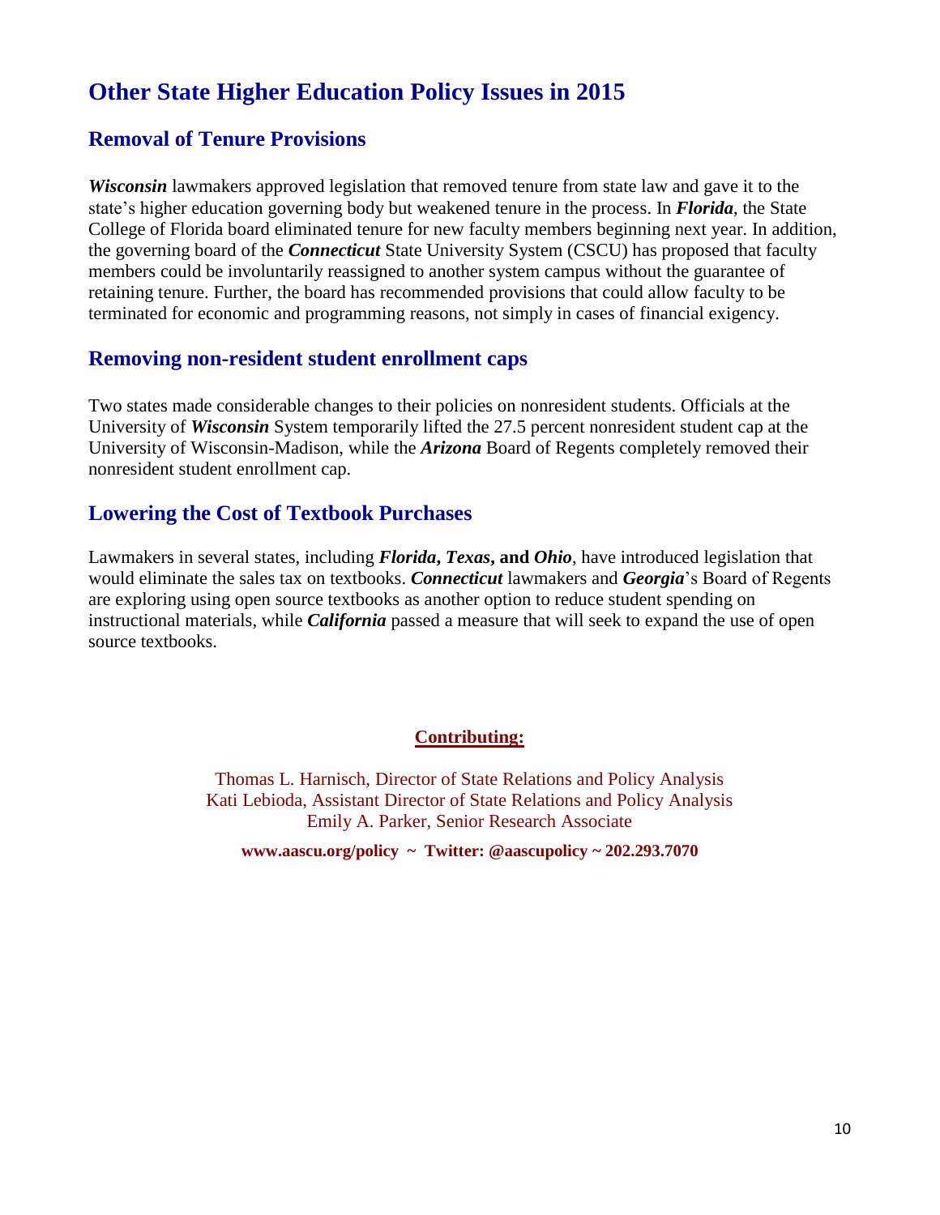## Other State Higher Education Policy Issues in 2015

### Removal of Tenure Provisions

***Wisconsin*** lawmakers approved legislation that removed tenure from state law and gave it to the state's higher education governing body but weakened tenure in the process. In ***Florida***, the State College of Florida board eliminated tenure for new faculty members beginning next year. In addition, the governing board of the ***Connecticut*** State University System (CSCU) has proposed that faculty members could be involuntarily reassigned to another system campus without the guarantee of retaining tenure. Further, the board has recommended provisions that could allow faculty to be terminated for economic and programming reasons, not simply in cases of financial exigency.

### Removing non-resident student enrollment caps

Two states made considerable changes to their policies on nonresident students. Officials at the University of ***Wisconsin*** System temporarily lifted the 27.5 percent nonresident student cap at the University of Wisconsin-Madison, while the ***Arizona*** Board of Regents completely removed their nonresident student enrollment cap.

### Lowering the Cost of Textbook Purchases

Lawmakers in several states, including ***Florida*, *Texas*, and *Ohio***, have introduced legislation that would eliminate the sales tax on textbooks. ***Connecticut*** lawmakers and ***Georgia***'s Board of Regents are exploring using open source textbooks as another option to reduce student spending on instructional materials, while ***California*** passed a measure that will seek to expand the use of open source textbooks.

**Contributing:**

Thomas L. Harnisch, Director of State Relations and Policy Analysis
Kati Lebioda, Assistant Director of State Relations and Policy Analysis
Emily A. Parker, Senior Research Associate

**www.aascu.org/policy ~ Twitter: @aascupolicy ~ 202.293.7070**